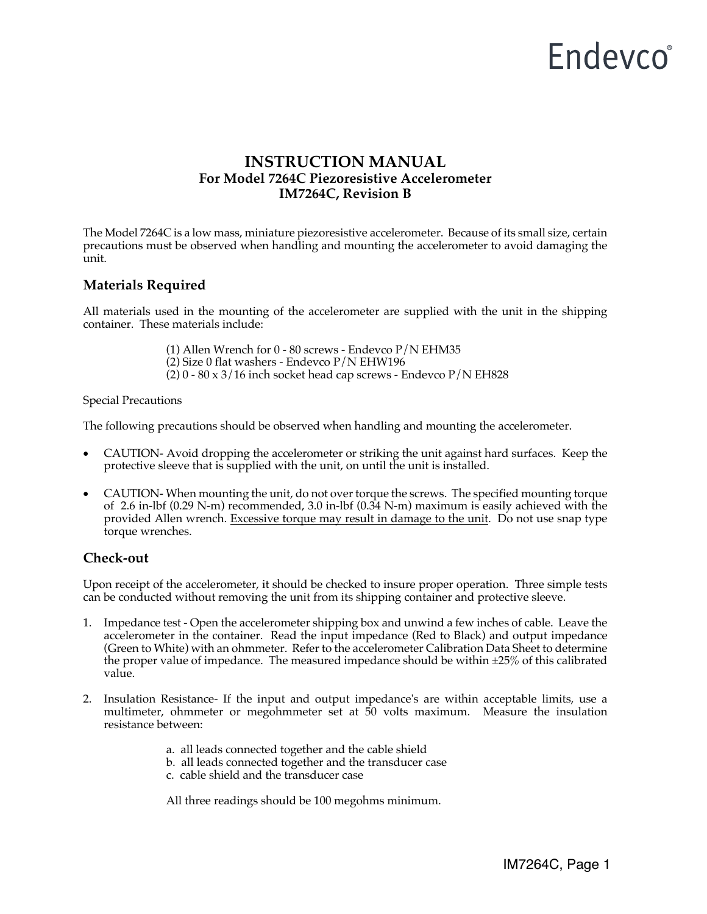Endevco®

# INSTRUCTION MANUAL

**For Model 7264C Piezoresistive Accelerometer**
**IM7264C, Revision B**

The Model 7264C is a low mass, miniature piezoresistive accelerometer. Because of its small size, certain precautions must be observed when handling and mounting the accelerometer to avoid damaging the unit.

## Materials Required

All materials used in the mounting of the accelerometer are supplied with the unit in the shipping container. These materials include:

(1) Allen Wrench for 0 - 80 screws - Endevco P/N EHM35
(2) Size 0 flat washers - Endevco P/N EHW196
(2) 0 - 80 x 3/16 inch socket head cap screws - Endevco P/N EH828

Special Precautions

The following precautions should be observed when handling and mounting the accelerometer.

- CAUTION- Avoid dropping the accelerometer or striking the unit against hard surfaces. Keep the protective sleeve that is supplied with the unit, on until the unit is installed.
- CAUTION- When mounting the unit, do not over torque the screws. The specified mounting torque of 2.6 in-lbf (0.29 N-m) recommended, 3.0 in-lbf (0.34 N-m) maximum is easily achieved with the provided Allen wrench. <u>Excessive torque may result in damage to the unit</u>. Do not use snap type torque wrenches.

## Check-out

Upon receipt of the accelerometer, it should be checked to insure proper operation. Three simple tests can be conducted without removing the unit from its shipping container and protective sleeve.

1. Impedance test - Open the accelerometer shipping box and unwind a few inches of cable. Leave the accelerometer in the container. Read the input impedance (Red to Black) and output impedance (Green to White) with an ohmmeter. Refer to the accelerometer Calibration Data Sheet to determine the proper value of impedance. The measured impedance should be within ±25% of this calibrated value.
2. Insulation Resistance- If the input and output impedance's are within acceptable limits, use a multimeter, ohmmeter or megohmmeter set at 50 volts maximum. Measure the insulation resistance between:

   a. all leads connected together and the cable shield
   b. all leads connected together and the transducer case
   c. cable shield and the transducer case

   All three readings should be 100 megohms minimum.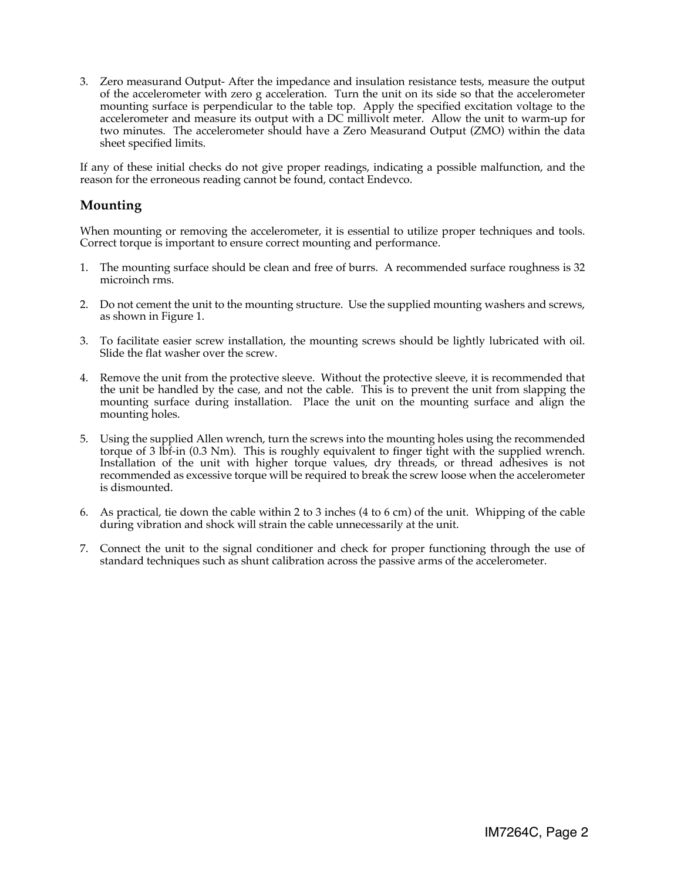3. Zero measurand Output- After the impedance and insulation resistance tests, measure the output of the accelerometer with zero g acceleration. Turn the unit on its side so that the accelerometer mounting surface is perpendicular to the table top. Apply the specified excitation voltage to the accelerometer and measure its output with a DC millivolt meter. Allow the unit to warm-up for two minutes. The accelerometer should have a Zero Measurand Output (ZMO) within the data sheet specified limits.

If any of these initial checks do not give proper readings, indicating a possible malfunction, and the reason for the erroneous reading cannot be found, contact Endevco.

## Mounting

When mounting or removing the accelerometer, it is essential to utilize proper techniques and tools. Correct torque is important to ensure correct mounting and performance.

1. The mounting surface should be clean and free of burrs. A recommended surface roughness is 32 microinch rms.

2. Do not cement the unit to the mounting structure. Use the supplied mounting washers and screws, as shown in Figure 1.

3. To facilitate easier screw installation, the mounting screws should be lightly lubricated with oil. Slide the flat washer over the screw.

4. Remove the unit from the protective sleeve. Without the protective sleeve, it is recommended that the unit be handled by the case, and not the cable. This is to prevent the unit from slapping the mounting surface during installation. Place the unit on the mounting surface and align the mounting holes.

5. Using the supplied Allen wrench, turn the screws into the mounting holes using the recommended torque of 3 lbf-in (0.3 Nm). This is roughly equivalent to finger tight with the supplied wrench. Installation of the unit with higher torque values, dry threads, or thread adhesives is not recommended as excessive torque will be required to break the screw loose when the accelerometer is dismounted.

6. As practical, tie down the cable within 2 to 3 inches (4 to 6 cm) of the unit. Whipping of the cable during vibration and shock will strain the cable unnecessarily at the unit.

7. Connect the unit to the signal conditioner and check for proper functioning through the use of standard techniques such as shunt calibration across the passive arms of the accelerometer.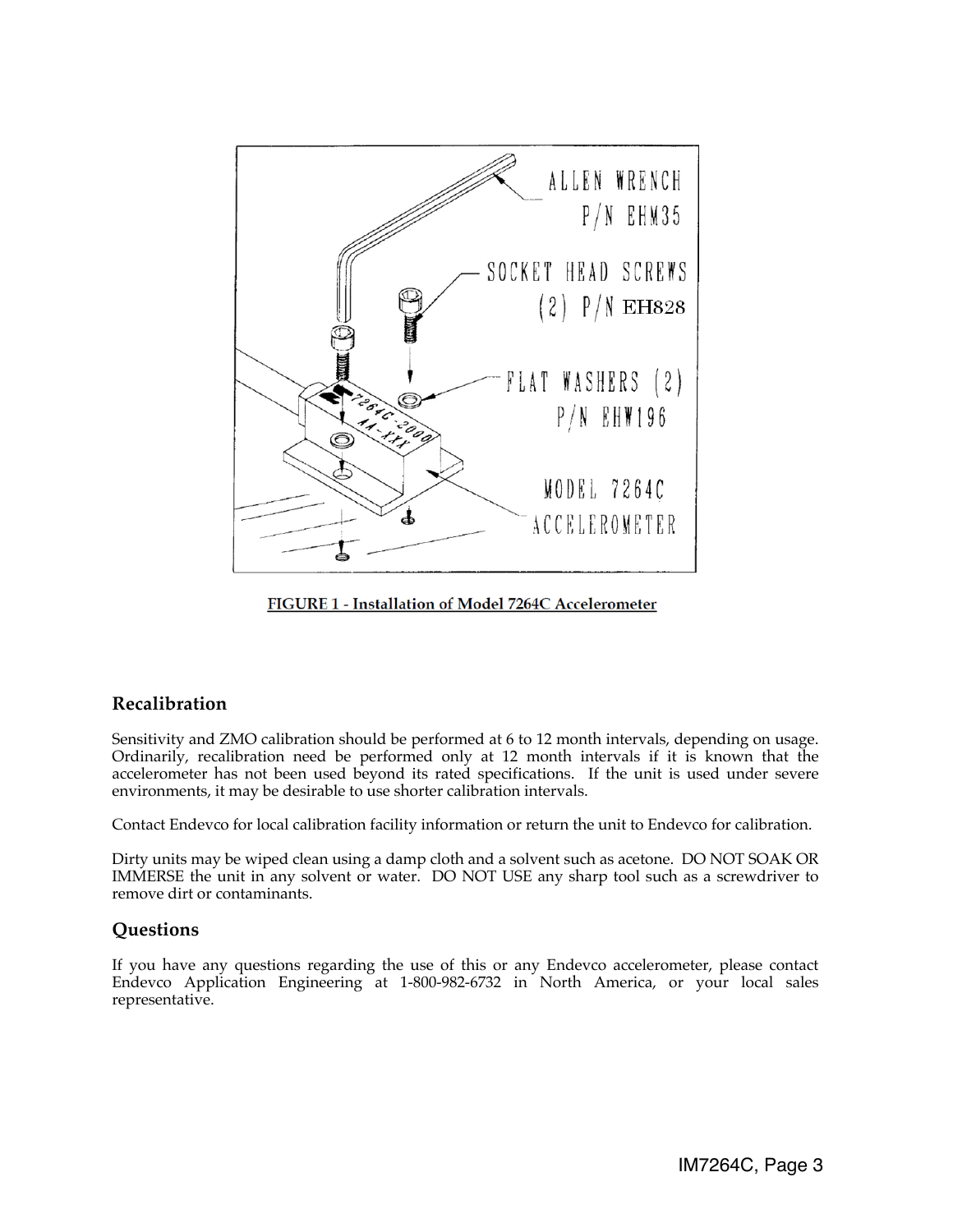ALLEN WRENCH
P/N EHM35

SOCKET HEAD SCREWS
(2) P/N EH828

FLAT WASHERS (2)
P/N EHW196

MODEL 7264C
ACCELEROMETER

FIGURE 1 - Installation of Model 7264C Accelerometer

## Recalibration

Sensitivity and ZMO calibration should be performed at 6 to 12 month intervals, depending on usage. Ordinarily, recalibration need be performed only at 12 month intervals if it is known that the accelerometer has not been used beyond its rated specifications. If the unit is used under severe environments, it may be desirable to use shorter calibration intervals.

Contact Endevco for local calibration facility information or return the unit to Endevco for calibration.

Dirty units may be wiped clean using a damp cloth and a solvent such as acetone. DO NOT SOAK OR IMMERSE the unit in any solvent or water. DO NOT USE any sharp tool such as a screwdriver to remove dirt or contaminants.

## Questions

If you have any questions regarding the use of this or any Endevco accelerometer, please contact Endevco Application Engineering at 1-800-982-6732 in North America, or your local sales representative.